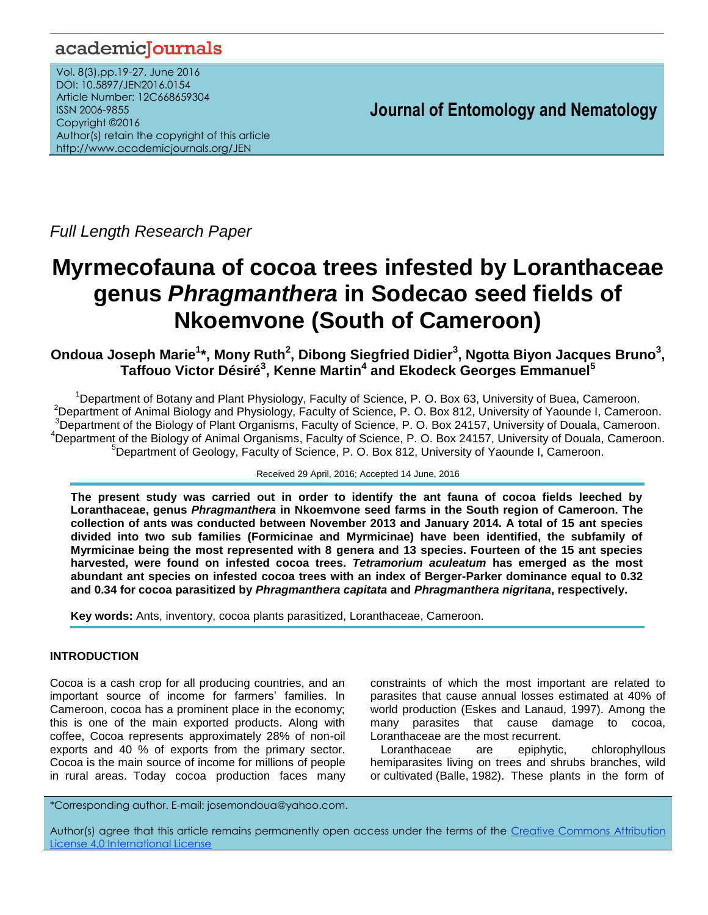Full Length Research Paper

# Myrmecofauna of cocoa trees infested by Loranthaceae genus *Phragmanthera* in Sodecao seed fields of Nkoemvone (South of Cameroon)

**Ondoua Joseph Marie[1]\*, Mony Ruth[2], Dibong Siegfried Didier[3], Ngotta Biyon Jacques Bruno[3], Taffouo Victor Désiré[3], Kenne Martin[4] and Ekodeck Georges Emmanuel[5]**

[1]Department of Botany and Plant Physiology, Faculty of Science, P. O. Box 63, University of Buea, Cameroon.
[2]Department of Animal Biology and Physiology, Faculty of Science, P. O. Box 812, University of Yaounde I, Cameroon.
[3]Department of the Biology of Plant Organisms, Faculty of Science, P. O. Box 24157, University of Douala, Cameroon.
[4]Department of the Biology of Animal Organisms, Faculty of Science, P. O. Box 24157, University of Douala, Cameroon.
[5]Department of Geology, Faculty of Science, P. O. Box 812, University of Yaounde I, Cameroon.

Received 29 April, 2016; Accepted 14 June, 2016

**The present study was carried out in order to identify the ant fauna of cocoa fields leeched by Loranthaceae, genus *Phragmanthera* in Nkoemvone seed farms in the South region of Cameroon. The collection of ants was conducted between November 2013 and January 2014. A total of 15 ant species divided into two sub families (Formicinae and Myrmicinae) have been identified, the subfamily of Myrmicinae being the most represented with 8 genera and 13 species. Fourteen of the 15 ant species harvested, were found on infested cocoa trees. *Tetramorium aculeatum* has emerged as the most abundant ant species on infested cocoa trees with an index of Berger-Parker dominance equal to 0.32 and 0.34 for cocoa parasitized by *Phragmanthera capitata* and *Phragmanthera nigritana*, respectively.**

**Key words:** Ants, inventory, cocoa plants parasitized, Loranthaceae, Cameroon.

## INTRODUCTION

Cocoa is a cash crop for all producing countries, and an important source of income for farmers' families. In Cameroon, cocoa has a prominent place in the economy; this is one of the main exported products. Along with coffee, Cocoa represents approximately 28% of non-oil exports and 40 % of exports from the primary sector. Cocoa is the main source of income for millions of people in rural areas. Today cocoa production faces many constraints of which the most important are related to parasites that cause annual losses estimated at 40% of world production (Eskes and Lanaud, 1997). Among the many parasites that cause damage to cocoa, Loranthaceae are the most recurrent.

Loranthaceae are epiphytic, chlorophyllous hemiparasites living on trees and shrubs branches, wild or cultivated (Balle, 1982). These plants in the form of

\*Corresponding author. E-mail: josemondoua@yahoo.com.

Author(s) agree that this article remains permanently open access under the terms of the Creative Commons Attribution License 4.0 International License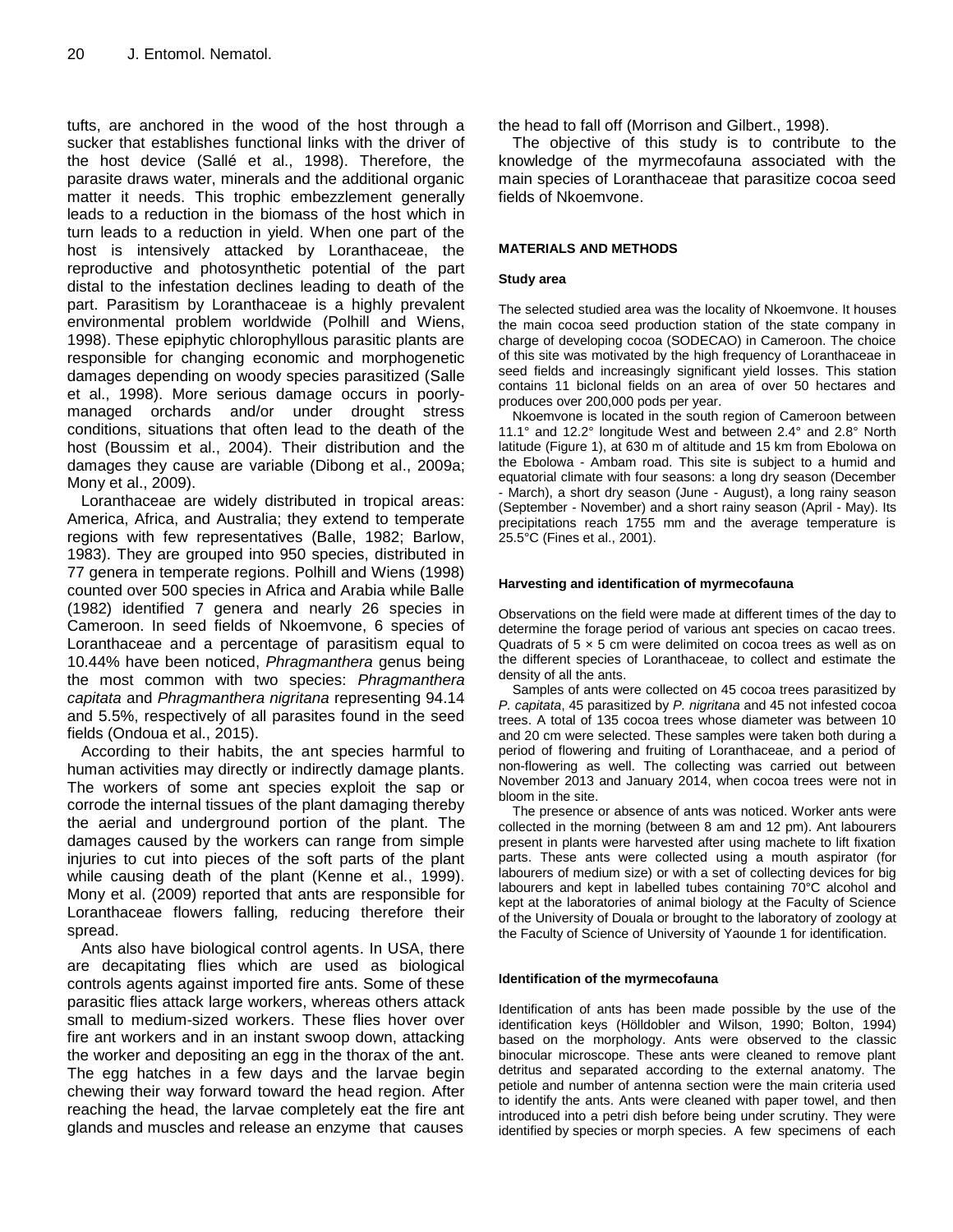tufts, are anchored in the wood of the host through a sucker that establishes functional links with the driver of the host device (Sallé et al., 1998). Therefore, the parasite draws water, minerals and the additional organic matter it needs. This trophic embezzlement generally leads to a reduction in the biomass of the host which in turn leads to a reduction in yield. When one part of the host is intensively attacked by Loranthaceae, the reproductive and photosynthetic potential of the part distal to the infestation declines leading to death of the part. Parasitism by Loranthaceae is a highly prevalent environmental problem worldwide (Polhill and Wiens, 1998). These epiphytic chlorophyllous parasitic plants are responsible for changing economic and morphogenetic damages depending on woody species parasitized (Salle et al., 1998). More serious damage occurs in poorly-managed orchards and/or under drought stress conditions, situations that often lead to the death of the host (Boussim et al., 2004). Their distribution and the damages they cause are variable (Dibong et al., 2009a; Mony et al., 2009).

Loranthaceae are widely distributed in tropical areas: America, Africa, and Australia; they extend to temperate regions with few representatives (Balle, 1982; Barlow, 1983). They are grouped into 950 species, distributed in 77 genera in temperate regions. Polhill and Wiens (1998) counted over 500 species in Africa and Arabia while Balle (1982) identified 7 genera and nearly 26 species in Cameroon. In seed fields of Nkoemvone, 6 species of Loranthaceae and a percentage of parasitism equal to 10.44% have been noticed, *Phragmanthera* genus being the most common with two species: *Phragmanthera capitata* and *Phragmanthera nigritana* representing 94.14 and 5.5%, respectively of all parasites found in the seed fields (Ondoua et al., 2015).

According to their habits, the ant species harmful to human activities may directly or indirectly damage plants. The workers of some ant species exploit the sap or corrode the internal tissues of the plant damaging thereby the aerial and underground portion of the plant. The damages caused by the workers can range from simple injuries to cut into pieces of the soft parts of the plant while causing death of the plant (Kenne et al., 1999). Mony et al. (2009) reported that ants are responsible for Loranthaceae flowers falling*,* reducing therefore their spread.

Ants also have biological control agents. In USA, there are decapitating flies which are used as biological controls agents against imported fire ants. Some of these parasitic flies attack large workers, whereas others attack small to medium-sized workers. These flies hover over fire ant workers and in an instant swoop down, attacking the worker and depositing an egg in the thorax of the ant. The egg hatches in a few days and the larvae begin chewing their way forward toward the head region. After reaching the head, the larvae completely eat the fire ant glands and muscles and release an enzyme that causes the head to fall off (Morrison and Gilbert., 1998).

The objective of this study is to contribute to the knowledge of the myrmecofauna associated with the main species of Loranthaceae that parasitize cocoa seed fields of Nkoemvone.

## MATERIALS AND METHODS

### Study area

The selected studied area was the locality of Nkoemvone. It houses the main cocoa seed production station of the state company in charge of developing cocoa (SODECAO) in Cameroon. The choice of this site was motivated by the high frequency of Loranthaceae in seed fields and increasingly significant yield losses. This station contains 11 biclonal fields on an area of over 50 hectares and produces over 200,000 pods per year.

Nkoemvone is located in the south region of Cameroon between 11.1° and 12.2° longitude West and between 2.4° and 2.8° North latitude (Figure 1), at 630 m of altitude and 15 km from Ebolowa on the Ebolowa - Ambam road. This site is subject to a humid and equatorial climate with four seasons: a long dry season (December - March), a short dry season (June - August), a long rainy season (September - November) and a short rainy season (April - May). Its precipitations reach 1755 mm and the average temperature is 25.5°C (Fines et al., 2001).

### Harvesting and identification of myrmecofauna

Observations on the field were made at different times of the day to determine the forage period of various ant species on cacao trees. Quadrats of 5 × 5 cm were delimited on cocoa trees as well as on the different species of Loranthaceae, to collect and estimate the density of all the ants.

Samples of ants were collected on 45 cocoa trees parasitized by *P. capitata*, 45 parasitized by *P. nigritana* and 45 not infested cocoa trees. A total of 135 cocoa trees whose diameter was between 10 and 20 cm were selected. These samples were taken both during a period of flowering and fruiting of Loranthaceae, and a period of non-flowering as well. The collecting was carried out between November 2013 and January 2014, when cocoa trees were not in bloom in the site.

The presence or absence of ants was noticed. Worker ants were collected in the morning (between 8 am and 12 pm). Ant labourers present in plants were harvested after using machete to lift fixation parts. These ants were collected using a mouth aspirator (for labourers of medium size) or with a set of collecting devices for big labourers and kept in labelled tubes containing 70°C alcohol and kept at the laboratories of animal biology at the Faculty of Science of the University of Douala or brought to the laboratory of zoology at the Faculty of Science of University of Yaounde 1 for identification.

### Identification of the myrmecofauna

Identification of ants has been made possible by the use of the identification keys (Hölldobler and Wilson, 1990; Bolton, 1994) based on the morphology. Ants were observed to the classic binocular microscope. These ants were cleaned to remove plant detritus and separated according to the external anatomy. The petiole and number of antenna section were the main criteria used to identify the ants. Ants were cleaned with paper towel, and then introduced into a petri dish before being under scrutiny. They were identified by species or morph species. A few specimens of each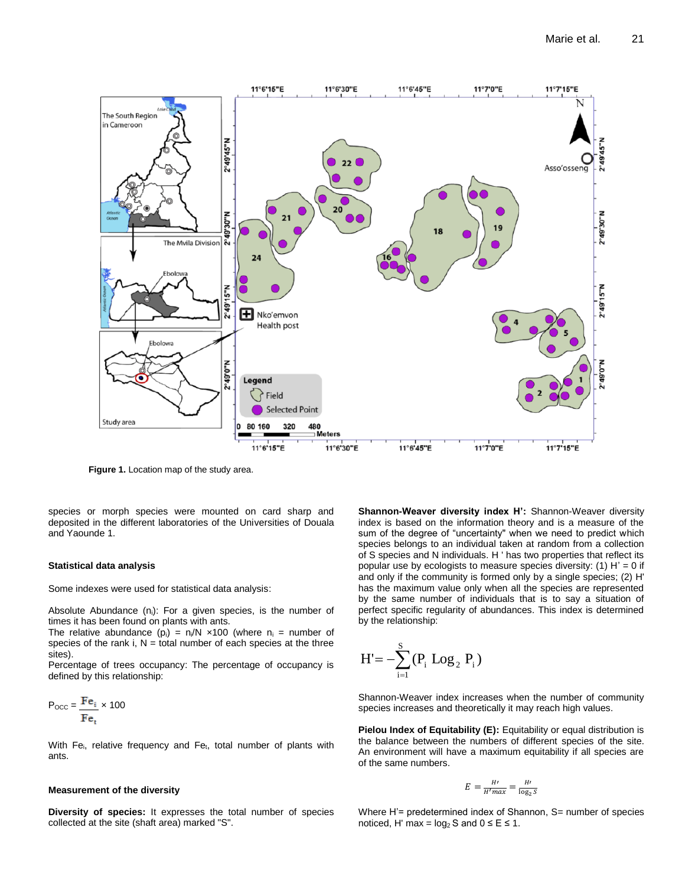Figure 1. Location map of the study area.

species or morph species were mounted on card sharp and deposited in the different laboratories of the Universities of Douala and Yaounde 1.

### Statistical data analysis

Some indexes were used for statistical data analysis:

Absolute Abundance ($n_i$): For a given species, is the number of times it has been found on plants with ants.

The relative abundance ($p_i$) = $n_i/N$ ×100 (where $n_i$ = number of species of the rank i, N = total number of each species at the three sites).

Percentage of trees occupancy: The percentage of occupancy is defined by this relationship:

$$P_{OCC} = \frac{Fe_i}{Fe_t} \times 100$$

With $Fe_i$, relative frequency and $Fe_t$, total number of plants with ants.

### Measurement of the diversity

**Diversity of species:** It expresses the total number of species collected at the site (shaft area) marked "S".

**Shannon-Weaver diversity index H':** Shannon-Weaver diversity index is based on the information theory and is a measure of the sum of the degree of "uncertainty" when we need to predict which species belongs to an individual taken at random from a collection of S species and N individuals. H ' has two properties that reflect its popular use by ecologists to measure species diversity: (1) H' = 0 if and only if the community is formed only by a single species; (2) H' has the maximum value only when all the species are represented by the same number of individuals that is to say a situation of perfect specific regularity of abundances. This index is determined by the relationship:

$$H' = -\sum_{i=1}^{S} (P_i \, \mathrm{Log}_2 \, P_i)$$

Shannon-Weaver index increases when the number of community species increases and theoretically it may reach high values.

**Pielou Index of Equitability (E):** Equitability or equal distribution is the balance between the numbers of different species of the site. An environment will have a maximum equitability if all species are of the same numbers.

$$E = \frac{H'}{H'max} = \frac{H'}{\log_2 S}$$

Where H'= predetermined index of Shannon, S= number of species noticed, H' max = $\log_2$ S and $0 \leq E \leq 1$.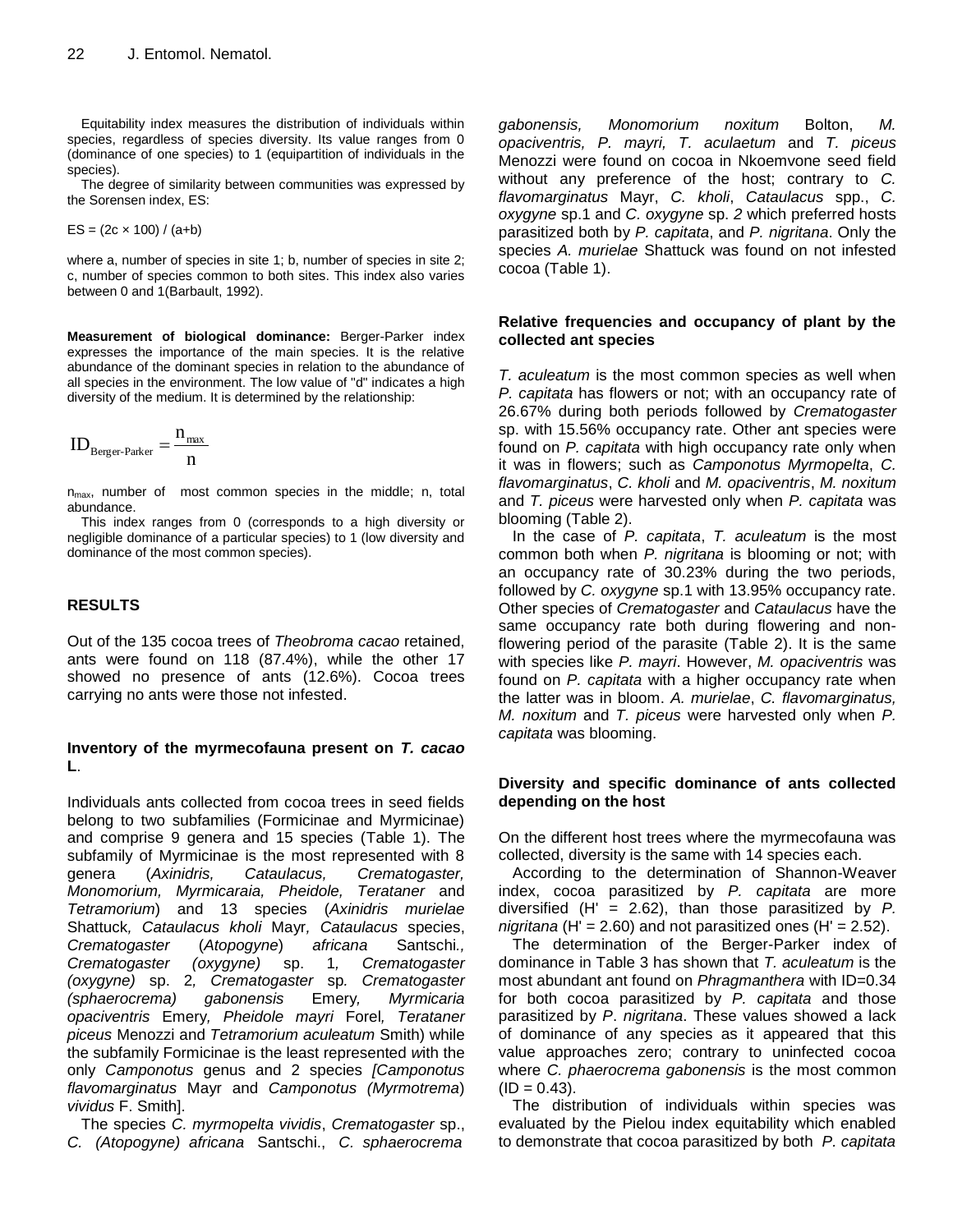Equitability index measures the distribution of individuals within species, regardless of species diversity. Its value ranges from 0 (dominance of one species) to 1 (equipartition of individuals in the species).

The degree of similarity between communities was expressed by the Sorensen index, ES:

ES = (2c × 100) / (a+b)

where a, number of species in site 1; b, number of species in site 2; c, number of species common to both sites. This index also varies between 0 and 1(Barbault, 1992).

**Measurement of biological dominance:** Berger-Parker index expresses the importance of the main species. It is the relative abundance of the dominant species in relation to the abundance of all species in the environment. The low value of "d" indicates a high diversity of the medium. It is determined by the relationship:

$$ID_{\text{Berger-Parker}} = \frac{n_{max}}{n}$$

$n_{max}$, number of most common species in the middle; n, total abundance.

This index ranges from 0 (corresponds to a high diversity or negligible dominance of a particular species) to 1 (low diversity and dominance of the most common species).

## RESULTS

Out of the 135 cocoa trees of *Theobroma cacao* retained, ants were found on 118 (87.4%), while the other 17 showed no presence of ants (12.6%). Cocoa trees carrying no ants were those not infested.

### Inventory of the myrmecofauna present on *T. cacao* L.

Individuals ants collected from cocoa trees in seed fields belong to two subfamilies (Formicinae and Myrmicinae) and comprise 9 genera and 15 species (Table 1). The subfamily of Myrmicinae is the most represented with 8 genera (*Axinidris, Cataulacus, Crematogaster, Monomorium, Myrmicaraia, Pheidole, Terataner* and *Tetramorium*) and 13 species (*Axinidris murielae* Shattuck, *Cataulacus kholi* Mayr, *Cataulacus* species, *Crematogaster* (*Atopogyne*) *africana* Santschi., *Crematogaster (oxygyne)* sp. 1, *Crematogaster (oxygyne)* sp. 2, *Crematogaster* sp. *Crematogaster (sphaerocrema) gabonensis* Emery, *Myrmicaria opaciventris* Emery, *Pheidole mayri* Forel, *Terataner piceus* Menozzi and *Tetramorium aculeatum* Smith) while the subfamily Formicinae is the least represented with the only *Camponotus* genus and 2 species [*Camponotus flavomarginatus* Mayr and *Camponotus (Myrmotrema*) *vividus* F. Smith].

The species *C. myrmopelta vividis*, *Crematogaster* sp., *C. (Atopogyne) africana* Santschi., *C. sphaerocrema gabonensis, Monomorium noxitum* Bolton, *M. opacientris, P. mayri, T. aculaetum* and *T. piceus* Menozzi were found on cocoa in Nkoemvone seed field without any preference of the host; contrary to *C. flavomarginatus* Mayr, *C. kholi*, *Cataulacus* spp., *C. oxygyne* sp.1 and *C. oxygyne* sp. *2* which preferred hosts parasitized both by *P. capitata*, and *P. nigritana*. Only the species *A. murielae* Shattuck was found on not infested cocoa (Table 1).

### Relative frequencies and occupancy of plant by the collected ant species

*T. aculeatum* is the most common species as well when *P. capitata* has flowers or not; with an occupancy rate of 26.67% during both periods followed by *Crematogaster* sp. with 15.56% occupancy rate. Other ant species were found on *P. capitata* with high occupancy rate only when it was in flowers; such as *Camponotus Myrmopelta*, *C. flavomarginatus*, *C. kholi* and *M. opaciventris*, *M. noxitum* and *T. piceus* were harvested only when *P. capitata* was blooming (Table 2).

In the case of *P. capitata*, *T. aculeatum* is the most common both when *P. nigritana* is blooming or not; with an occupancy rate of 30.23% during the two periods, followed by *C. oxygyne* sp.1 with 13.95% occupancy rate. Other species of *Crematogaster* and *Cataulacus* have the same occupancy rate both during flowering and non-flowering period of the parasite (Table 2). It is the same with species like *P. mayri*. However, *M. opaciventris* was found on *P. capitata* with a higher occupancy rate when the latter was in bloom. *A. murielae*, *C. flavomarginatus, M. noxitum* and *T. piceus* were harvested only when *P. capitata* was blooming.

### Diversity and specific dominance of ants collected depending on the host

On the different host trees where the myrmecofauna was collected, diversity is the same with 14 species each.

According to the determination of Shannon-Weaver index, cocoa parasitized by *P. capitata* are more diversified (H' = 2.62), than those parasitized by *P. nigritana* (H' = 2.60) and not parasitized ones (H' = 2.52).

The determination of the Berger-Parker index of dominance in Table 3 has shown that *T. aculeatum* is the most abundant ant found on *Phragmanthera* with ID=0.34 for both cocoa parasitized by *P. capitata* and those parasitized by *P*. *nigritana*. These values showed a lack of dominance of any species as it appeared that this value approaches zero; contrary to uninfected cocoa where *C. phaerocrema gabonensis* is the most common (ID = 0.43).

The distribution of individuals within species was evaluated by the Pielou index equitability which enabled to demonstrate that cocoa parasitized by both *P. capitata*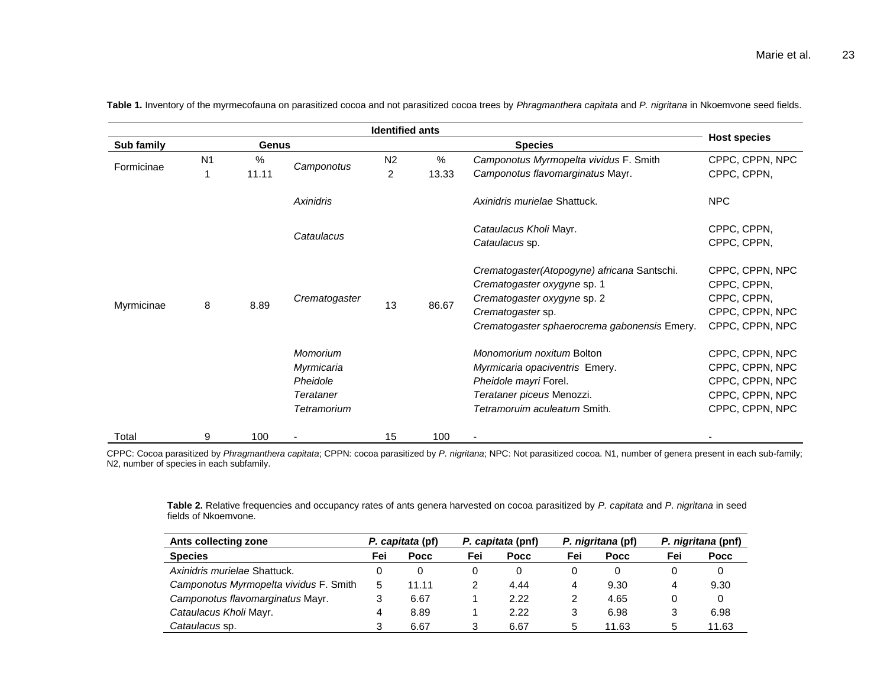**Table 1.** Inventory of the myrmecofauna on parasitized cocoa and not parasitized cocoa trees by *Phragmanthera capitata* and *P. nigritana* in Nkoemvone seed fields.

| Identified ants | | | | | | | Host species |
|---|---|---|---|---|---|---|---|
| **Sub family** | **Genus** | | | | | **Species** | |
| | N1 | % | | N2 | % | | |
| Formicinae | 1 | 11.11 | *Camponotus* | 2 | 13.33 | *Camponotus Myrmopelta vividus* F. Smith | CPPC, CPPN, NPC |
| | | | | | | *Camponotus flavomarginatus* Mayr. | CPPC, CPPN, |
| Myrmicinae | 8 | 8.89 | *Axinidris* | 13 | 86.67 | *Axinidris murielae* Shattuck. | NPC |
| | | | *Cataulacus* | | | *Cataulacus Kholi* Mayr. | CPPC, CPPN, |
| | | | | | | *Cataulacus* sp. | CPPC, CPPN, |
| | | | *Crematogaster* | | | *Crematogaster(Atopogyne) africana* Santschi. | CPPC, CPPN, NPC |
| | | | | | | *Crematogaster oxygyne* sp. 1 | CPPC, CPPN, |
| | | | | | | *Crematogaster oxygyne* sp. 2 | CPPC, CPPN, |
| | | | | | | *Crematogaster* sp. | CPPC, CPPN, NPC |
| | | | | | | *Crematogaster sphaerocrema gabonensis* Emery. | CPPC, CPPN, NPC |
| | | | *Momorium* | | | *Monomorium noxitum* Bolton | CPPC, CPPN, NPC |
| | | | *Myrmicaria* | | | *Myrmicaria opaciventris* Emery. | CPPC, CPPN, NPC |
| | | | *Pheidole* | | | *Pheidole mayri* Forel. | CPPC, CPPN, NPC |
| | | | *Terataner* | | | *Terataner piceus* Menozzi. | CPPC, CPPN, NPC |
| | | | *Tetramorium* | | | *Tetramoruim aculeatum* Smith. | CPPC, CPPN, NPC |
| Total | 9 | 100 | - | 15 | 100 | - | - |

CPPC: Cocoa parasitized by *Phragmanthera capitata*; CPPN: cocoa parasitized by *P. nigritana*; NPC: Not parasitized cocoa. N1, number of genera present in each sub-family; N2, number of species in each subfamily.

**Table 2.** Relative frequencies and occupancy rates of ants genera harvested on cocoa parasitized by *P. capitata* and *P. nigritana* in seed fields of Nkoemvone.

| Ants collecting zone | *P. capitata* (pf) | | *P. capitata* (pnf) | | *P. nigritana* (pf) | | *P. nigritana* (pnf) | |
|---|---|---|---|---|---|---|---|---|
| **Species** | **Fei** | **Pocc** | **Fei** | **Pocc** | **Fei** | **Pocc** | **Fei** | **Pocc** |
| *Axinidris murielae* Shattuck. | 0 | 0 | 0 | 0 | 0 | 0 | 0 | 0 |
| *Camponotus Myrmopelta vividus* F. Smith | 5 | 11.11 | 2 | 4.44 | 4 | 9.30 | 4 | 9.30 |
| *Camponotus flavomarginatus* Mayr. | 3 | 6.67 | 1 | 2.22 | 2 | 4.65 | 0 | 0 |
| *Cataulacus Kholi* Mayr. | 4 | 8.89 | 1 | 2.22 | 3 | 6.98 | 3 | 6.98 |
| *Cataulacus* sp. | 3 | 6.67 | 3 | 6.67 | 5 | 11.63 | 5 | 11.63 |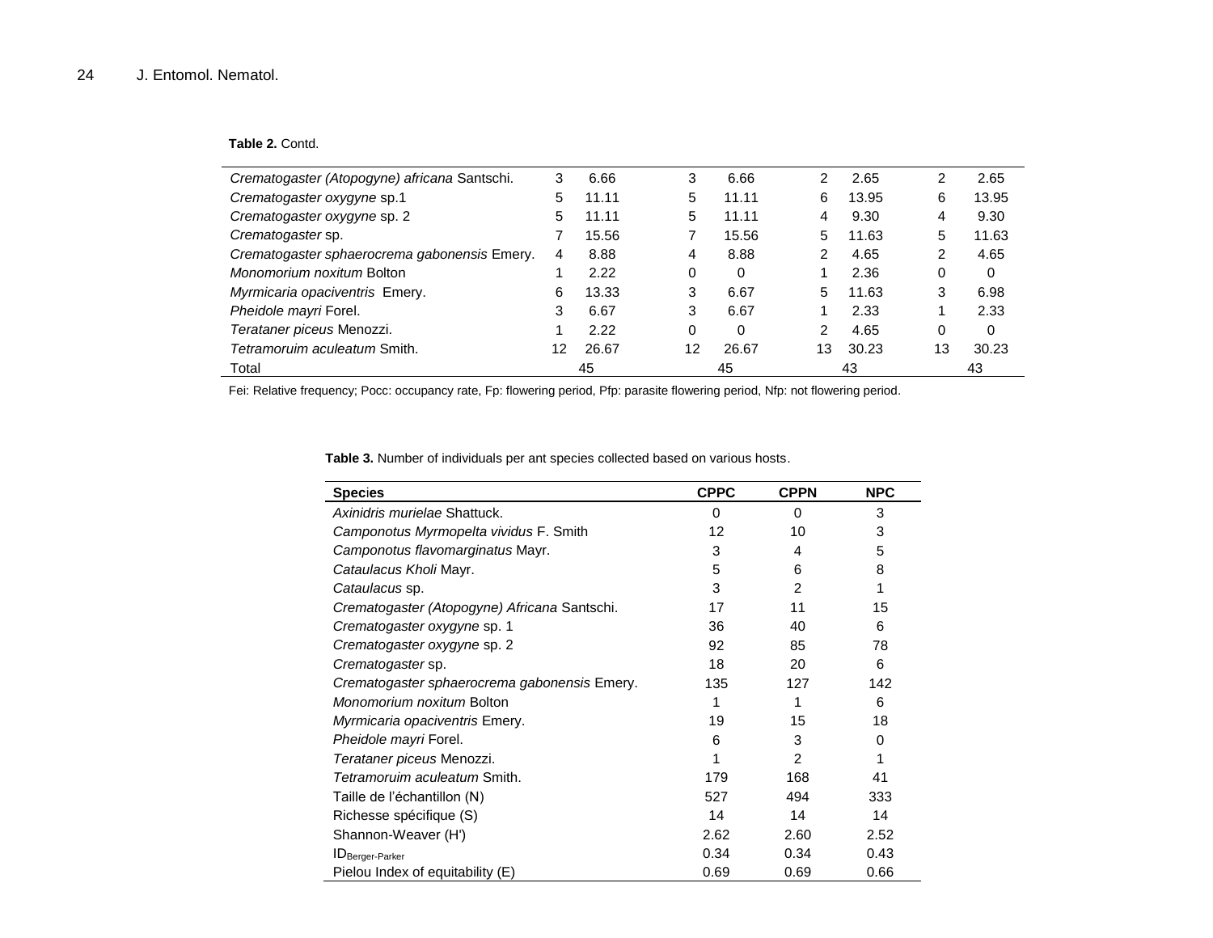**Table 2.** Contd.

| | | | | | | | | |
|---|---|---|---|---|---|---|---|---|
| *Crematogaster (Atopogyne) africana* Santschi. | 3 | 6.66 | 3 | 6.66 | 2 | 2.65 | 2 | 2.65 |
| *Crematogaster oxygyne* sp.1 | 5 | 11.11 | 5 | 11.11 | 6 | 13.95 | 6 | 13.95 |
| *Crematogaster oxygyne* sp. 2 | 5 | 11.11 | 5 | 11.11 | 4 | 9.30 | 4 | 9.30 |
| *Crematogaster* sp. | 7 | 15.56 | 7 | 15.56 | 5 | 11.63 | 5 | 11.63 |
| *Crematogaster sphaerocrema gabonensis* Emery. | 4 | 8.88 | 4 | 8.88 | 2 | 4.65 | 2 | 4.65 |
| *Monomorium noxitum* Bolton | 1 | 2.22 | 0 | 0 | 1 | 2.36 | 0 | 0 |
| *Myrmicaria opaciventris* Emery. | 6 | 13.33 | 3 | 6.67 | 5 | 11.63 | 3 | 6.98 |
| *Pheidole mayri* Forel. | 3 | 6.67 | 3 | 6.67 | 1 | 2.33 | 1 | 2.33 |
| *Terataner piceus* Menozzi. | 1 | 2.22 | 0 | 0 | 2 | 4.65 | 0 | 0 |
| *Tetramoruim aculeatum* Smith. | 12 | 26.67 | 12 | 26.67 | 13 | 30.23 | 13 | 30.23 |
| Total | 45 | | 45 | | 43 | | 43 | |

Fei: Relative frequency; Pocc: occupancy rate, Fp: flowering period, Pfp: parasite flowering period, Nfp: not flowering period.

**Table 3.** Number of individuals per ant species collected based on various hosts.

| Species | CPPC | CPPN | NPC |
|---|---|---|---|
| *Axinidris murielae* Shattuck. | 0 | 0 | 3 |
| *Camponotus Myrmopelta vividus* F. Smith | 12 | 10 | 3 |
| *Camponotus flavomarginatus* Mayr. | 3 | 4 | 5 |
| *Cataulacus Kholi* Mayr. | 5 | 6 | 8 |
| *Cataulacus* sp. | 3 | 2 | 1 |
| *Crematogaster (Atopogyne) Africana* Santschi. | 17 | 11 | 15 |
| *Crematogaster oxygyne* sp. 1 | 36 | 40 | 6 |
| *Crematogaster oxygyne* sp. 2 | 92 | 85 | 78 |
| *Crematogaster* sp. | 18 | 20 | 6 |
| *Crematogaster sphaerocrema gabonensis* Emery. | 135 | 127 | 142 |
| *Monomorium noxitum* Bolton | 1 | 1 | 6 |
| *Myrmicaria opaciventris* Emery. | 19 | 15 | 18 |
| *Pheidole mayri* Forel. | 6 | 3 | 0 |
| *Terataner piceus* Menozzi. | 1 | 2 | 1 |
| *Tetramoruim aculeatum* Smith. | 179 | 168 | 41 |
| Taille de l'échantillon (N) | 527 | 494 | 333 |
| Richesse spécifique (S) | 14 | 14 | 14 |
| Shannon-Weaver (H') | 2.62 | 2.60 | 2.52 |
| $ID_{Berger\text{-}Parker}$ | 0.34 | 0.34 | 0.43 |
| Pielou Index of equitability (E) | 0.69 | 0.69 | 0.66 |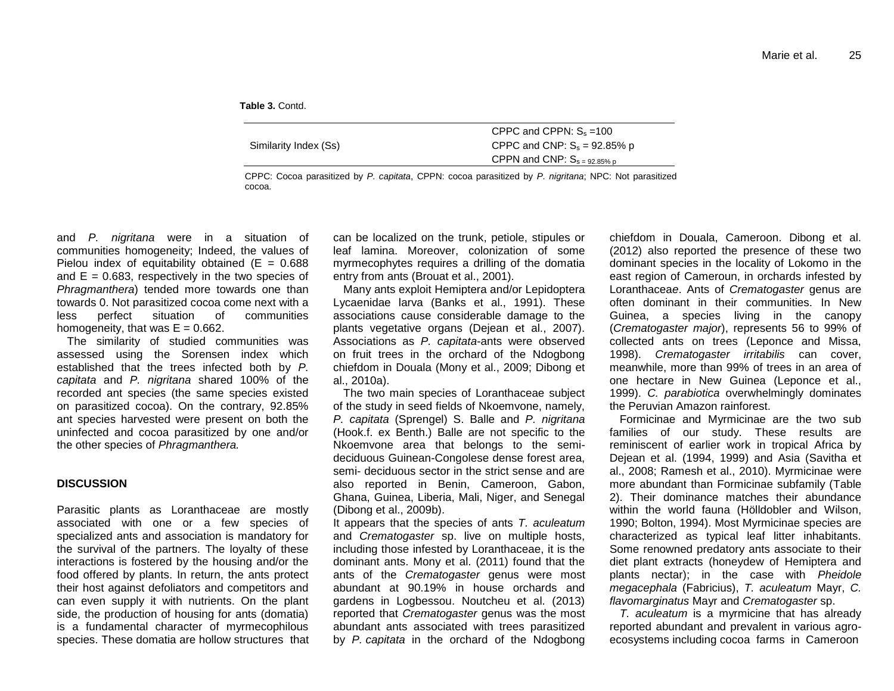**Table 3.** Contd.

| | |
|---|---|
| Similarity Index (Ss) | CPPC and CPPN: $S_s$ =100 |
| | CPPC and CNP: $S_s$ = 92.85% p |
| | CPPN and CNP: $S_{s\ =\ 92.85\%\ p}$ |

CPPC: Cocoa parasitized by *P. capitata*, CPPN: cocoa parasitized by *P. nigritana*; NPC: Not parasitized cocoa.

and *P. nigritana* were in a situation of communities homogeneity; Indeed, the values of Pielou index of equitability obtained (E = 0.688 and E = 0.683, respectively in the two species of *Phragmanthera*) tended more towards one than towards 0. Not parasitized cocoa come next with a less perfect situation of communities homogeneity, that was E = 0.662.

The similarity of studied communities was assessed using the Sorensen index which established that the trees infected both by *P. capitata* and *P. nigritana* shared 100% of the recorded ant species (the same species existed on parasitized cocoa). On the contrary, 92.85% ant species harvested were present on both the uninfected and cocoa parasitized by one and/or the other species of *Phragmanthera.*

## DISCUSSION

Parasitic plants as Loranthaceae are mostly associated with one or a few species of specialized ants and association is mandatory for the survival of the partners. The loyalty of these interactions is fostered by the housing and/or the food offered by plants. In return, the ants protect their host against defoliators and competitors and can even supply it with nutrients. On the plant side, the production of housing for ants (domatia) is a fundamental character of myrmecophilous species. These domatia are hollow structures that can be localized on the trunk, petiole, stipules or leaf lamina. Moreover, colonization of some myrmecophytes requires a drilling of the domatia entry from ants (Brouat et al., 2001).

Many ants exploit Hemiptera and/or Lepidoptera Lycaenidae larva (Banks et al., 1991). These associations cause considerable damage to the plants vegetative organs (Dejean et al., 2007). Associations as *P. capitata*-ants were observed on fruit trees in the orchard of the Ndogbong chiefdom in Douala (Mony et al., 2009; Dibong et al., 2010a).

The two main species of Loranthaceae subject of the study in seed fields of Nkoemvone, namely, *P. capitata* (Sprengel) S. Balle and *P. nigritana* (Hook.f. ex Benth.) Balle are not specific to the Nkoemvone area that belongs to the semi-deciduous Guinean-Congolese dense forest area, semi- deciduous sector in the strict sense and are also reported in Benin, Cameroon, Gabon, Ghana, Guinea, Liberia, Mali, Niger, and Senegal (Dibong et al., 2009b).

It appears that the species of ants *T. aculeatum* and *Crematogaster* sp. live on multiple hosts, including those infested by Loranthaceae, it is the dominant ants. Mony et al. (2011) found that the ants of the *Crematogaster* genus were most abundant at 90.19% in house orchards and gardens in Logbessou. Noutcheu et al. (2013) reported that *Crematogaster* genus was the most abundant ants associated with trees parasitized by *P. capitata* in the orchard of the Ndogbong chiefdom in Douala, Cameroon. Dibong et al. (2012) also reported the presence of these two dominant species in the locality of Lokomo in the east region of Cameroun, in orchards infested by Loranthaceae. Ants of *Crematogaster* genus are often dominant in their communities. In New Guinea, a species living in the canopy (*Crematogaster major*), represents 56 to 99% of collected ants on trees (Leponce and Missa, 1998). *Crematogaster irritabilis* can cover, meanwhile, more than 99% of trees in an area of one hectare in New Guinea (Leponce et al., 1999). *C. parabiotica* overwhelmingly dominates the Peruvian Amazon rainforest.

Formicinae and Myrmicinae are the two sub families of our study. These results are reminiscent of earlier work in tropical Africa by Dejean et al. (1994, 1999) and Asia (Savitha et al., 2008; Ramesh et al., 2010). Myrmicinae were more abundant than Formicinae subfamily (Table 2). Their dominance matches their abundance within the world fauna (Hölldobler and Wilson, 1990; Bolton, 1994). Most Myrmicinae species are characterized as typical leaf litter inhabitants. Some renowned predatory ants associate to their diet plant extracts (honeydew of Hemiptera and plants nectar); in the case with *Pheidole megacephala* (Fabricius), *T. aculeatum* Mayr, *C. flavomarginatus* Mayr and *Crematogaster* sp.

*T. aculeatum* is a myrmicine that has already reported abundant and prevalent in various agro-ecosystems including cocoa farms in Cameroon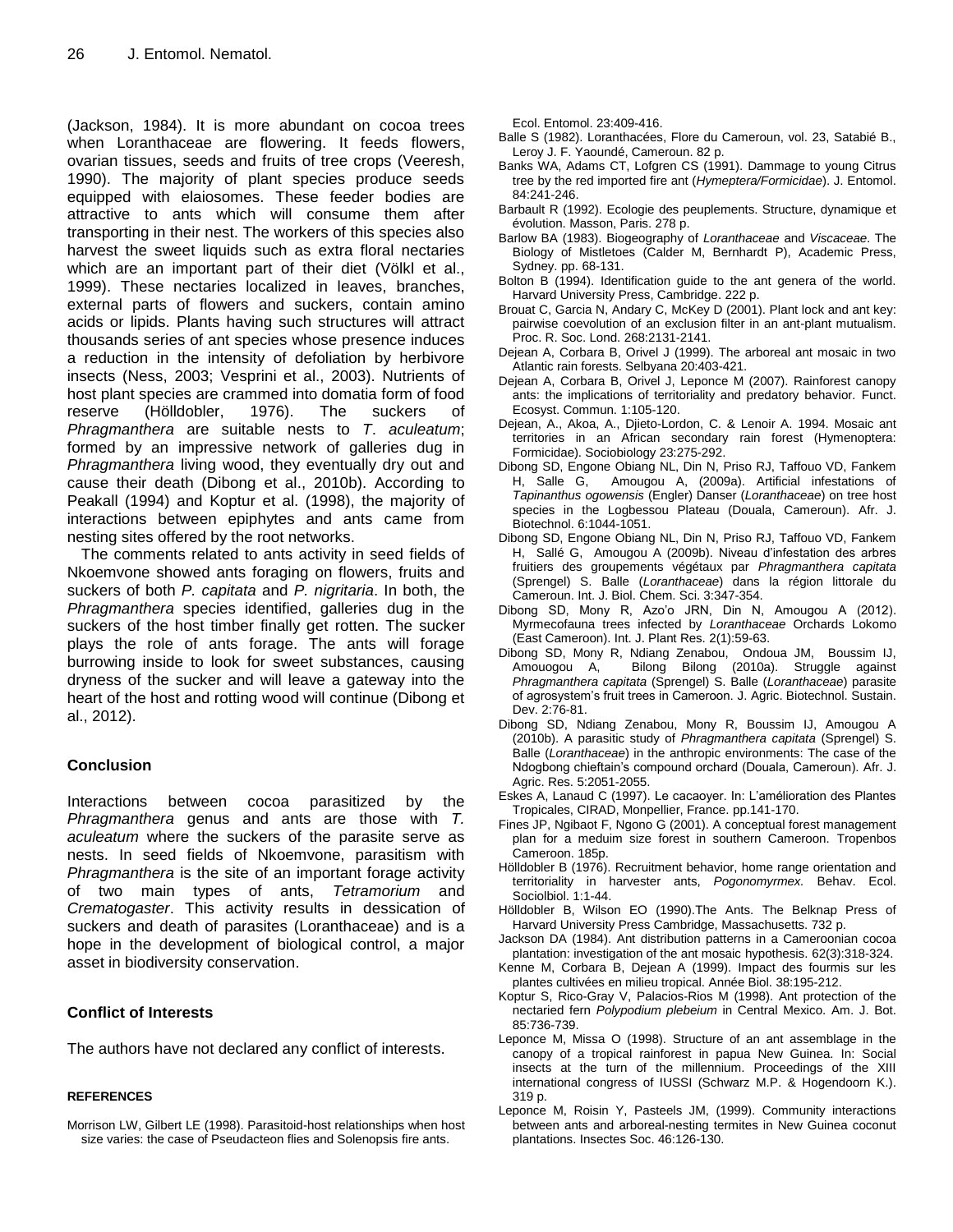(Jackson, 1984). It is more abundant on cocoa trees when Loranthaceae are flowering. It feeds flowers, ovarian tissues, seeds and fruits of tree crops (Veeresh, 1990). The majority of plant species produce seeds equipped with elaiosomes. These feeder bodies are attractive to ants which will consume them after transporting in their nest. The workers of this species also harvest the sweet liquids such as extra floral nectaries which are an important part of their diet (Völkl et al., 1999). These nectaries localized in leaves, branches, external parts of flowers and suckers, contain amino acids or lipids. Plants having such structures will attract thousands series of ant species whose presence induces a reduction in the intensity of defoliation by herbivore insects (Ness, 2003; Vesprini et al., 2003). Nutrients of host plant species are crammed into domatia form of food reserve (Hölldobler, 1976). The suckers of *Phragmanthera* are suitable nests to *T. aculeatum*; formed by an impressive network of galleries dug in *Phragmanthera* living wood, they eventually dry out and cause their death (Dibong et al., 2010b). According to Peakall (1994) and Koptur et al. (1998), the majority of interactions between epiphytes and ants came from nesting sites offered by the root networks.

The comments related to ants activity in seed fields of Nkoemvone showed ants foraging on flowers, fruits and suckers of both *P. capitata* and *P. nigritaria*. In both, the *Phragmanthera* species identified, galleries dug in the suckers of the host timber finally get rotten. The sucker plays the role of ants forage. The ants will forage burrowing inside to look for sweet substances, causing dryness of the sucker and will leave a gateway into the heart of the host and rotting wood will continue (Dibong et al., 2012).

## Conclusion

Interactions between cocoa parasitized by the *Phragmanthera* genus and ants are those with *T. aculeatum* where the suckers of the parasite serve as nests. In seed fields of Nkoemvone, parasitism with *Phragmanthera* is the site of an important forage activity of two main types of ants, *Tetramorium* and *Crematogaster*. This activity results in dessication of suckers and death of parasites (Loranthaceae) and is a hope in the development of biological control, a major asset in biodiversity conservation.

## Conflict of Interests

The authors have not declared any conflict of interests.

## REFERENCES

Morrison LW, Gilbert LE (1998). Parasitoid-host relationships when host size varies: the case of Pseudacteon flies and Solenopsis fire ants. Ecol. Entomol. 23:409-416.

Balle S (1982). Loranthacées, Flore du Cameroun, vol. 23, Satabié B., Leroy J. F. Yaoundé, Cameroun. 82 p.

Banks WA, Adams CT, Lofgren CS (1991). Dammage to young Citrus tree by the red imported fire ant (*Hymeptera/Formicidae*). J. Entomol. 84:241-246.

Barbault R (1992). Ecologie des peuplements. Structure, dynamique et évolution. Masson, Paris. 278 p.

Barlow BA (1983). Biogeography of *Loranthaceae* and *Viscaceae*. The Biology of Mistletoes (Calder M, Bernhardt P), Academic Press, Sydney. pp. 68-131.

Bolton B (1994). Identification guide to the ant genera of the world. Harvard University Press, Cambridge. 222 p.

Brouat C, Garcia N, Andary C, McKey D (2001). Plant lock and ant key: pairwise coevolution of an exclusion filter in an ant-plant mutualism. Proc. R. Soc. Lond. 268:2131-2141.

Dejean A, Corbara B, Orivel J (1999). The arboreal ant mosaic in two Atlantic rain forests. Selbyana 20:403-421.

Dejean A, Corbara B, Orivel J, Leponce M (2007). Rainforest canopy ants: the implications of territoriality and predatory behavior. Funct. Ecosyst. Commun. 1:105-120.

Dejean, A., Akoa, A., Djieto-Lordon, C. & Lenoir A. 1994. Mosaic ant territories in an African secondary rain forest (Hymenoptera: Formicidae). Sociobiology 23:275-292.

Dibong SD, Engone Obiang NL, Din N, Priso RJ, Taffouo VD, Fankem H, Salle G, Amougou A, (2009a). Artificial infestations of *Tapinanthus ogowensis* (Engler) Danser (*Loranthaceae*) on tree host species in the Logbessou Plateau (Douala, Cameroun). Afr. J. Biotechnol. 6:1044-1051.

Dibong SD, Engone Obiang NL, Din N, Priso RJ, Taffouo VD, Fankem H, Sallé G, Amougou A (2009b). Niveau d'infestation des arbres fruitiers des groupements végétaux par *Phragmanthera capitata* (Sprengel) S. Balle (*Loranthaceae*) dans la région littorale du Cameroun. Int. J. Biol. Chem. Sci. 3:347-354.

Dibong SD, Mony R, Azo'o JRN, Din N, Amougou A (2012). Myrmecofauna trees infected by *Loranthaceae* Orchards Lokomo (East Cameroon). Int. J. Plant Res. 2(1):59-63.

Dibong SD, Mony R, Ndiang Zenabou, Ondoua JM, Boussim IJ, Amouogou A, Bilong Bilong (2010a). Struggle against *Phragmanthera capitata* (Sprengel) S. Balle (*Loranthaceae*) parasite of agrosystem's fruit trees in Cameroon. J. Agric. Biotechnol. Sustain. Dev. 2:76-81.

Dibong SD, Ndiang Zenabou, Mony R, Boussim IJ, Amougou A (2010b). A parasitic study of *Phragmanthera capitata* (Sprengel) S. Balle (*Loranthaceae*) in the anthropic environments: The case of the Ndogbong chieftain's compound orchard (Douala, Cameroun). Afr. J. Agric. Res. 5:2051-2055.

Eskes A, Lanaud C (1997). Le cacaoyer. In: L'amélioration des Plantes Tropicales, CIRAD, Monpellier, France. pp.141-170.

Fines JP, Ngibaot F, Ngono G (2001). A conceptual forest management plan for a meduim size forest in southern Cameroon. Tropenbos Cameroon. 185p.

Hölldobler B (1976). Recruitment behavior, home range orientation and territoriality in harvester ants, *Pogonomyrmex*. Behav. Ecol. Sociolbiol. 1:1-44.

Hölldobler B, Wilson EO (1990).The Ants. The Belknap Press of Harvard University Press Cambridge, Massachusetts. 732 p.

Jackson DA (1984). Ant distribution patterns in a Cameroonian cocoa plantation: investigation of the ant mosaic hypothesis. 62(3):318-324.

Kenne M, Corbara B, Dejean A (1999). Impact des fourmis sur les plantes cultivées en milieu tropical. Année Biol. 38:195-212.

Koptur S, Rico-Gray V, Palacios-Rios M (1998). Ant protection of the nectaried fern *Polypodium plebeium* in Central Mexico. Am. J. Bot. 85:736-739.

Leponce M, Missa O (1998). Structure of an ant assemblage in the canopy of a tropical rainforest in papua New Guinea. In: Social insects at the turn of the millennium. Proceedings of the XIII international congress of IUSSI (Schwarz M.P. & Hogendoorn K.). 319 p.

Leponce M, Roisin Y, Pasteels JM, (1999). Community interactions between ants and arboreal-nesting termites in New Guinea coconut plantations. Insectes Soc. 46:126-130.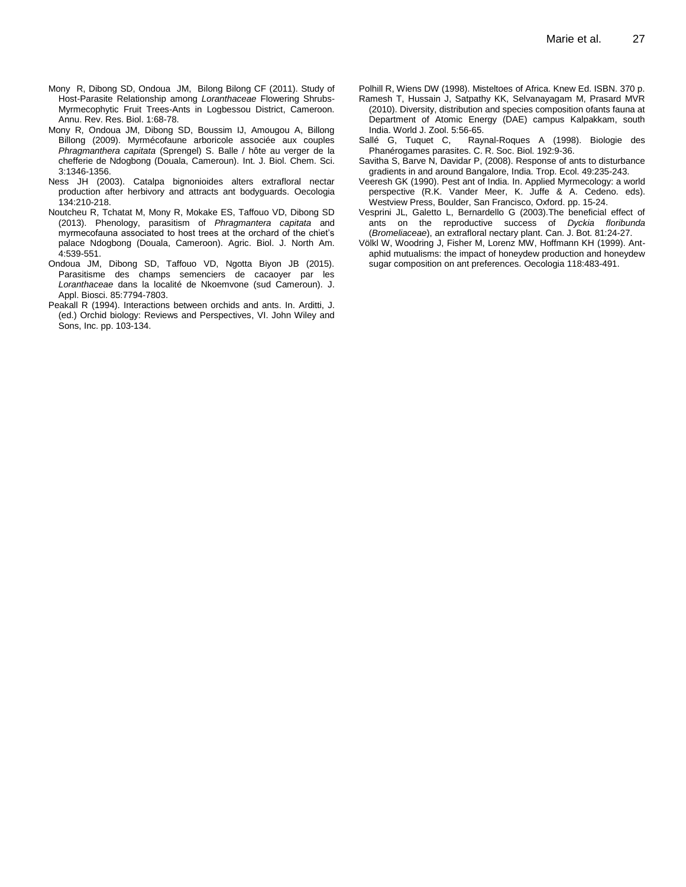Mony R, Dibong SD, Ondoua JM, Bilong Bilong CF (2011). Study of Host-Parasite Relationship among *Loranthaceae* Flowering Shrubs-Myrmecophytic Fruit Trees-Ants in Logbessou District, Cameroon. Annu. Rev. Res. Biol. 1:68-78.

Mony R, Ondoua JM, Dibong SD, Boussim IJ, Amougou A, Billong Billong (2009). Myrmécofaune arboricole associée aux couples *Phragmanthera capitata* (Sprengel) S. Balle / hôte au verger de la chefferie de Ndogbong (Douala, Cameroun). Int. J. Biol. Chem. Sci. 3:1346-1356.

Ness JH (2003). Catalpa bignonioides alters extrafloral nectar production after herbivory and attracts ant bodyguards. Oecologia 134:210-218.

Noutcheu R, Tchatat M, Mony R, Mokake ES, Taffouo VD, Dibong SD (2013). Phenology, parasitism of *Phragmantera capitata* and myrmecofauna associated to host trees at the orchard of the chiet's palace Ndogbong (Douala, Cameroon). Agric. Biol. J. North Am. 4:539-551.

Ondoua JM, Dibong SD, Taffouo VD, Ngotta Biyon JB (2015). Parasitisme des champs semenciers de cacaoyer par les *Loranthaceae* dans la localité de Nkoemvone (sud Cameroun). J. Appl. Biosci. 85:7794-7803.

Peakall R (1994). Interactions between orchids and ants. In. Arditti, J. (ed.) Orchid biology: Reviews and Perspectives, VI. John Wiley and Sons, Inc. pp. 103-134.

Polhill R, Wiens DW (1998). Misteltoes of Africa. Knew Ed. ISBN. 370 p.

Ramesh T, Hussain J, Satpathy KK, Selvanayagam M, Prasard MVR (2010). Diversity, distribution and species composition ofants fauna at Department of Atomic Energy (DAE) campus Kalpakkam, south India. World J. Zool. 5:56-65.

Sallé G, Tuquet C, Raynal-Roques A (1998). Biologie des Phanérogames parasites. C. R. Soc. Biol. 192:9-36.

Savitha S, Barve N, Davidar P, (2008). Response of ants to disturbance gradients in and around Bangalore, India. Trop. Ecol. 49:235-243.

Veeresh GK (1990). Pest ant of India. In. Applied Myrmecology: a world perspective (R.K. Vander Meer, K. Juffe & A. Cedeno. eds). Westview Press, Boulder, San Francisco, Oxford. pp. 15-24.

Vesprini JL, Galetto L, Bernardello G (2003).The beneficial effect of ants on the reproductive success of *Dyckia floribunda* (*Bromeliaceae*), an extrafloral nectary plant. Can. J. Bot. 81:24-27.

Völkl W, Woodring J, Fisher M, Lorenz MW, Hoffmann KH (1999). Ant-aphid mutualisms: the impact of honeydew production and honeydew sugar composition on ant preferences. Oecologia 118:483-491.